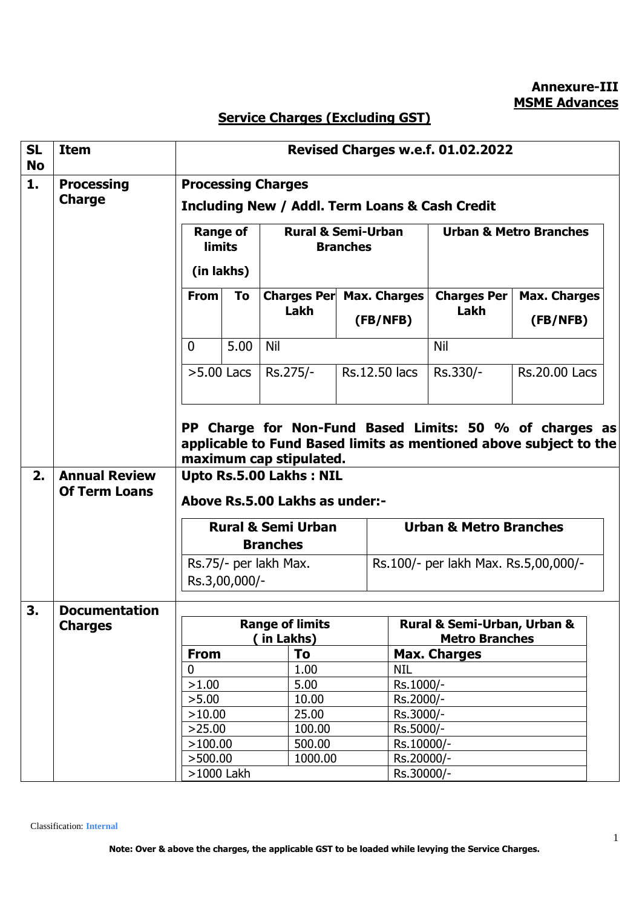**Annexure-III**
**MSME Advances**

## Service Charges (Excluding GST)

| SL No | Item | Revised Charges w.e.f. 01.02.2022 |
|---|---|---|
| 1. | Processing Charge | **Processing Charges** **Including New / Addl. Term Loans & Cash Credit** (see table below) **PP Charge for Non-Fund Based Limits: 50 % of charges as applicable to Fund Based limits as mentioned above subject to the maximum cap stipulated.** |
| 2. | Annual Review Of Term Loans | **Upto Rs.5.00 Lakhs : NIL** **Above Rs.5.00 Lakhs as under:-** (see table below) |
| 3. | Documentation Charges | (see table below) |

**1. Processing Charges – Including New / Addl. Term Loans & Cash Credit**

| Range of limits (in lakhs) | | Rural & Semi-Urban Branches | | Urban & Metro Branches | |
|---|---|---|---|---|---|
| From | To | Charges Per Lakh | Max. Charges (FB/NFB) | Charges Per Lakh | Max. Charges (FB/NFB) |
| 0 | 5.00 | Nil | | Nil | |
| >5.00 Lacs | | Rs.275/- | Rs.12.50 lacs | Rs.330/- | Rs.20.00 Lacs |

**PP Charge for Non-Fund Based Limits: 50 % of charges as applicable to Fund Based limits as mentioned above subject to the maximum cap stipulated.**

**2. Annual Review Of Term Loans**

**Upto Rs.5.00 Lakhs : NIL**

**Above Rs.5.00 Lakhs as under:-**

| Rural & Semi Urban Branches | Urban & Metro Branches |
|---|---|
| Rs.75/- per lakh Max. Rs.3,00,000/- | Rs.100/- per lakh Max. Rs.5,00,000/- |

**3. Documentation Charges**

| Range of limits ( in Lakhs) | | Rural & Semi-Urban, Urban & Metro Branches |
|---|---|---|
| **From** | **To** | **Max. Charges** |
| 0 | 1.00 | NIL |
| >1.00 | 5.00 | Rs.1000/- |
| >5.00 | 10.00 | Rs.2000/- |
| >10.00 | 25.00 | Rs.3000/- |
| >25.00 | 100.00 | Rs.5000/- |
| >100.00 | 500.00 | Rs.10000/- |
| >500.00 | 1000.00 | Rs.20000/- |
| >1000 Lakh | | Rs.30000/- |

Classification: Internal

**Note: Over & above the charges, the applicable GST to be loaded while levying the Service Charges.**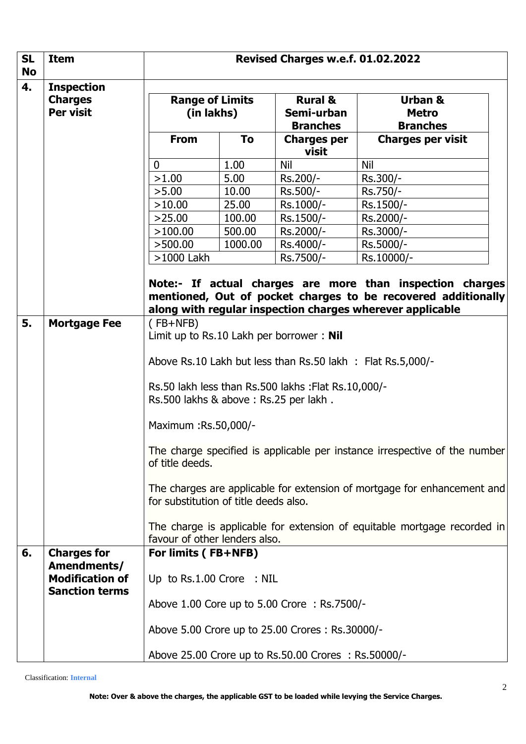| SL No | Item | Revised Charges w.e.f. 01.02.2022 |
|---|---|---|
| 4. | **Inspection Charges Per visit** | See inspection charges table below.<br><br>**Note:- If actual charges are more than inspection charges mentioned, Out of pocket charges to be recovered additionally along with regular inspection charges wherever applicable** |
| 5. | **Mortgage Fee** | ( FB+NFB)<br>Limit up to Rs.10 Lakh per borrower : **Nil**<br><br>Above Rs.10 Lakh but less than Rs.50 lakh : Flat Rs.5,000/-<br><br>Rs.50 lakh less than Rs.500 lakhs :Flat Rs.10,000/-<br>Rs.500 lakhs & above : Rs.25 per lakh .<br><br>Maximum :Rs.50,000/-<br><br>The charge specified is applicable per instance irrespective of the number of title deeds.<br><br>The charges are applicable for extension of mortgage for enhancement and for substitution of title deeds also.<br><br>The charge is applicable for extension of equitable mortgage recorded in favour of other lenders also. |
| 6. | **Charges for Amendments/ Modification of Sanction terms** | **For limits ( FB+NFB)**<br><br>Up to Rs.1.00 Crore : NIL<br><br>Above 1.00 Core up to 5.00 Crore : Rs.7500/-<br><br>Above 5.00 Crore up to 25.00 Crores : Rs.30000/-<br><br>Above 25.00 Crore up to Rs.50.00 Crores : Rs.50000/- |

Inspection charges (SL No 4):

| **Range of Limits (in lakhs)** | | **Rural & Semi-urban Branches** | **Urban & Metro Branches** |
|---|---|---|---|
| **From** | **To** | **Charges per visit** | **Charges per visit** |
| 0 | 1.00 | Nil | Nil |
| >1.00 | 5.00 | Rs.200/- | Rs.300/- |
| >5.00 | 10.00 | Rs.500/- | Rs.750/- |
| >10.00 | 25.00 | Rs.1000/- | Rs.1500/- |
| >25.00 | 100.00 | Rs.1500/- | Rs.2000/- |
| >100.00 | 500.00 | Rs.2000/- | Rs.3000/- |
| >500.00 | 1000.00 | Rs.4000/- | Rs.5000/- |
| >1000 Lakh | | Rs.7500/- | Rs.10000/- |

Classification: **Internal**

**Note: Over & above the charges, the applicable GST to be loaded while levying the Service Charges.**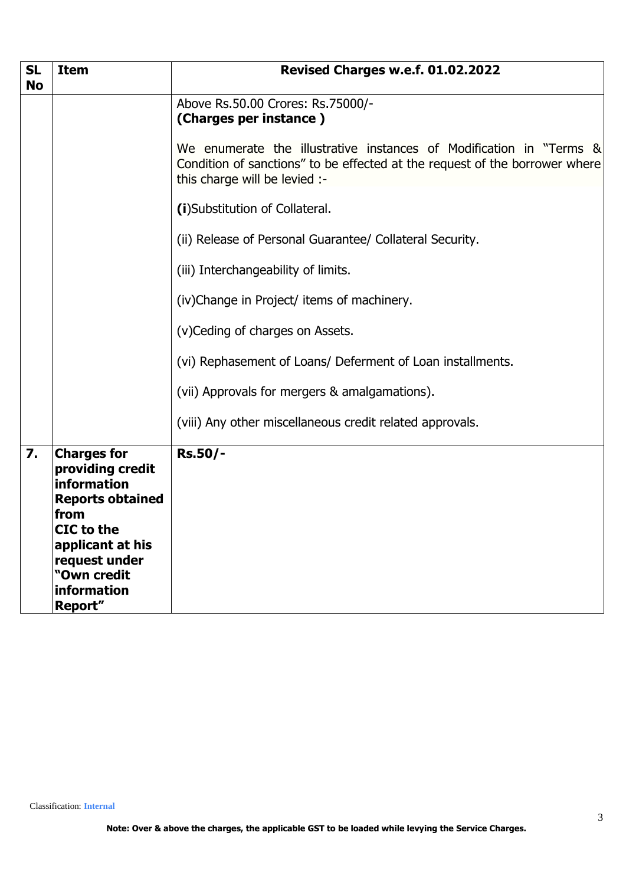| SL No | Item | Revised Charges w.e.f. 01.02.2022 |
|---|---|---|
| | | Above Rs.50.00 Crores: Rs.75000/-<br>**(Charges per instance )**<br><br>We enumerate the illustrative instances of Modification in "Terms & Condition of sanctions" to be effected at the request of the borrower where this charge will be levied :-<br><br>**(i)**Substitution of Collateral.<br><br>(ii) Release of Personal Guarantee/ Collateral Security.<br><br>(iii) Interchangeability of limits.<br><br>(iv)Change in Project/ items of machinery.<br><br>(v)Ceding of charges on Assets.<br><br>(vi) Rephasement of Loans/ Deferment of Loan installments.<br><br>(vii) Approvals for mergers & amalgamations).<br><br>(viii) Any other miscellaneous credit related approvals. |
| **7.** | **Charges for providing credit information Reports obtained from CIC to the applicant at his request under "Own credit information Report"** | **Rs.50/-** |

Classification: **Internal**

**Note: Over & above the charges, the applicable GST to be loaded while levying the Service Charges.**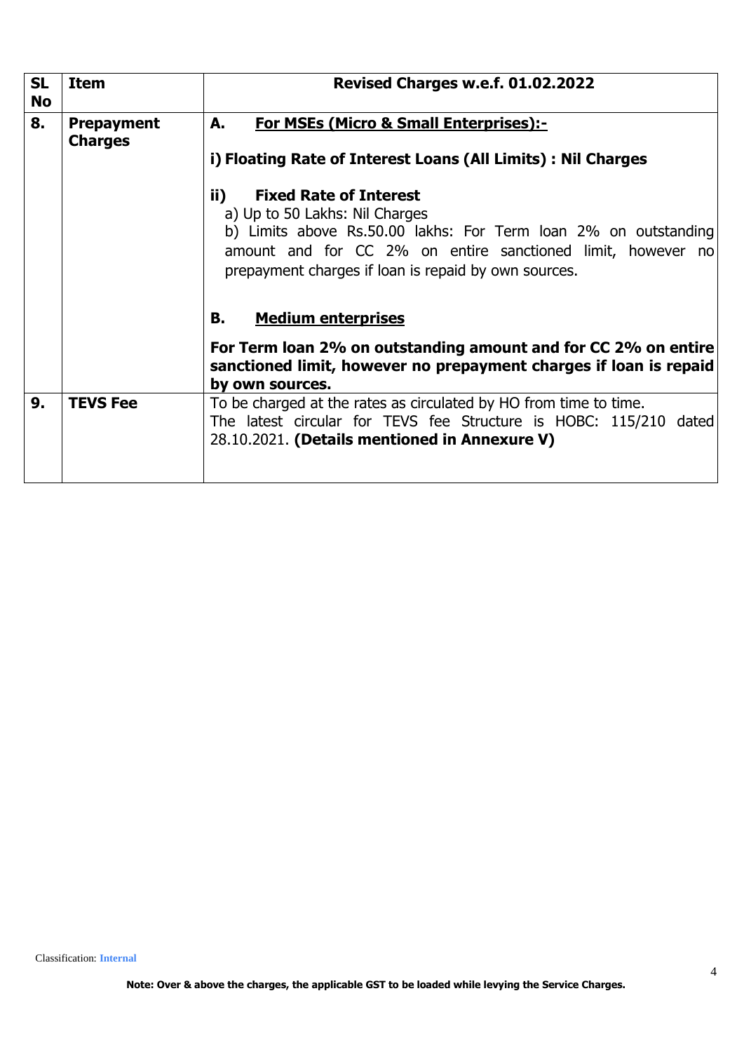| SL No | Item | Revised Charges w.e.f. 01.02.2022 |
|---|---|---|
| 8. | **Prepayment Charges** | **A. <u>For MSEs (Micro & Small Enterprises):-</u>**<br><br>**i) Floating Rate of Interest Loans (All Limits) : Nil Charges**<br><br>**ii) Fixed Rate of Interest**<br>a) Up to 50 Lakhs: Nil Charges<br>b) Limits above Rs.50.00 lakhs: For Term loan 2% on outstanding amount and for CC 2% on entire sanctioned limit, however no prepayment charges if loan is repaid by own sources.<br><br>**B. <u>Medium enterprises</u>**<br><br>**For Term loan 2% on outstanding amount and for CC 2% on entire sanctioned limit, however no prepayment charges if loan is repaid by own sources.** |
| 9. | **TEVS Fee** | To be charged at the rates as circulated by HO from time to time.<br>The latest circular for TEVS fee Structure is HOBC: 115/210 dated 28.10.2021. **(Details mentioned in Annexure V)** |

Classification: Internal

**Note: Over & above the charges, the applicable GST to be loaded while levying the Service Charges.**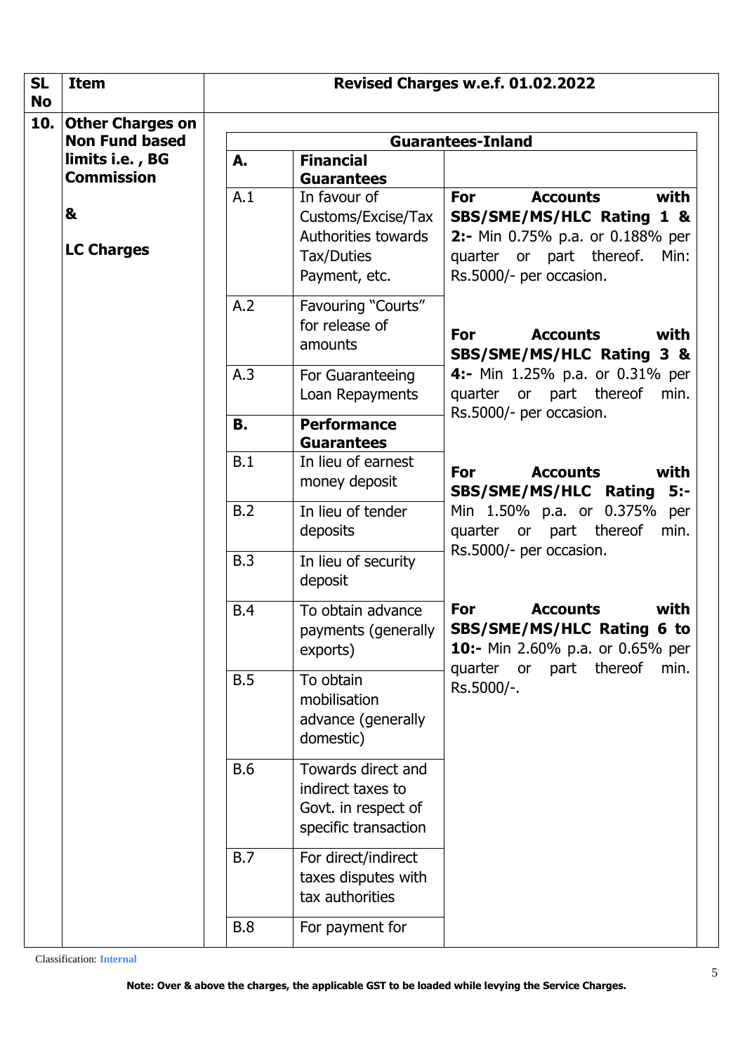| SL No | Item | Revised Charges w.e.f. 01.02.2022 | | |
|---|---|---|---|---|
| 10. | **Other Charges on Non Fund based limits i.e. , BG Commission**<br><br>**&**<br><br>**LC Charges** | **Guarantees-Inland** | | |
| | | **A.** | **Financial Guarantees** | |
| | | A.1 | In favour of Customs/Excise/Tax Authorities towards Tax/Duties Payment, etc. | **For Accounts with SBS/SME/MS/HLC Rating 1 & 2:-** Min 0.75% p.a. or 0.188% per quarter or part thereof. Min: Rs.5000/- per occasion.<br><br>**For Accounts with SBS/SME/MS/HLC Rating 3 & 4:-** Min 1.25% p.a. or 0.31% per quarter or part thereof min. Rs.5000/- per occasion.<br><br>**For Accounts with SBS/SME/MS/HLC Rating 5:-** Min 1.50% p.a. or 0.375% per quarter or part thereof min. Rs.5000/- per occasion.<br><br>**For Accounts with SBS/SME/MS/HLC Rating 6 to 10:-** Min 2.60% p.a. or 0.65% per quarter or part thereof min. Rs.5000/-. |
| | | A.2 | Favouring "Courts" for release of amounts | |
| | | A.3 | For Guaranteeing Loan Repayments | |
| | | **B.** | **Performance Guarantees** | |
| | | B.1 | In lieu of earnest money deposit | |
| | | B.2 | In lieu of tender deposits | |
| | | B.3 | In lieu of security deposit | |
| | | B.4 | To obtain advance payments (generally exports) | |
| | | B.5 | To obtain mobilisation advance (generally domestic) | |
| | | B.6 | Towards direct and indirect taxes to Govt. in respect of specific transaction | |
| | | B.7 | For direct/indirect taxes disputes with tax authorities | |
| | | B.8 | For payment for | |

Classification: Internal

**Note: Over & above the charges, the applicable GST to be loaded while levying the Service Charges.**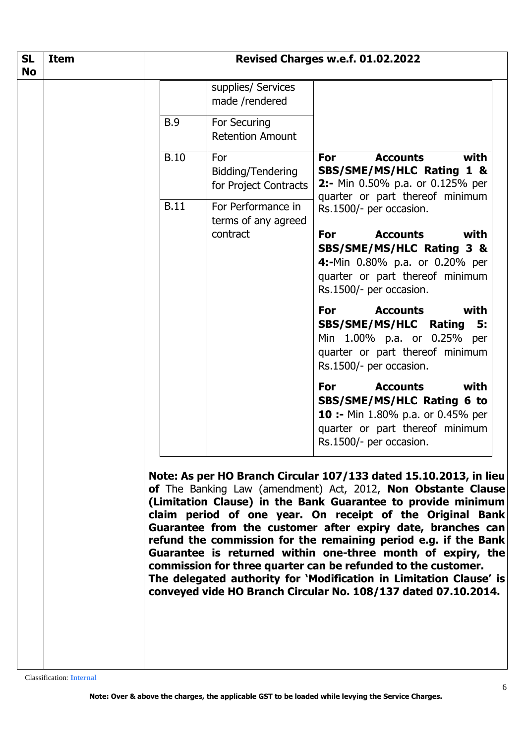| SL No | Item | Revised Charges w.e.f. 01.02.2022 | | |
|---|---|---|---|---|
| | | | supplies/ Services made /rendered | |
| | | B.9 | For Securing Retention Amount | |
| | | B.10 | For Bidding/Tendering for Project Contracts | **For Accounts with SBS/SME/MS/HLC Rating 1 & 2:-** Min 0.50% p.a. or 0.125% per quarter or part thereof minimum Rs.1500/- per occasion.<br><br>**For Accounts with SBS/SME/MS/HLC Rating 3 & 4:-**Min 0.80% p.a. or 0.20% per quarter or part thereof minimum Rs.1500/- per occasion.<br><br>**For Accounts with SBS/SME/MS/HLC Rating 5:** Min 1.00% p.a. or 0.25% per quarter or part thereof minimum Rs.1500/- per occasion.<br><br>**For Accounts with SBS/SME/MS/HLC Rating 6 to 10 :-** Min 1.80% p.a. or 0.45% per quarter or part thereof minimum Rs.1500/- per occasion. |
| | | B.11 | For Performance in terms of any agreed contract | |

**Note: As per HO Branch Circular 107/133 dated 15.10.2013, in lieu of** The Banking Law (amendment) Act, 2012, **Non Obstante Clause (Limitation Clause) in the Bank Guarantee to provide minimum claim period of one year. On receipt of the Original Bank Guarantee from the customer after expiry date, branches can refund the commission for the remaining period e.g. if the Bank Guarantee is returned within one-three month of expiry, the commission for three quarter can be refunded to the customer.**
**The delegated authority for 'Modification in Limitation Clause' is conveyed vide HO Branch Circular No. 108/137 dated 07.10.2014.**

Classification: **Internal**

**Note: Over & above the charges, the applicable GST to be loaded while levying the Service Charges.**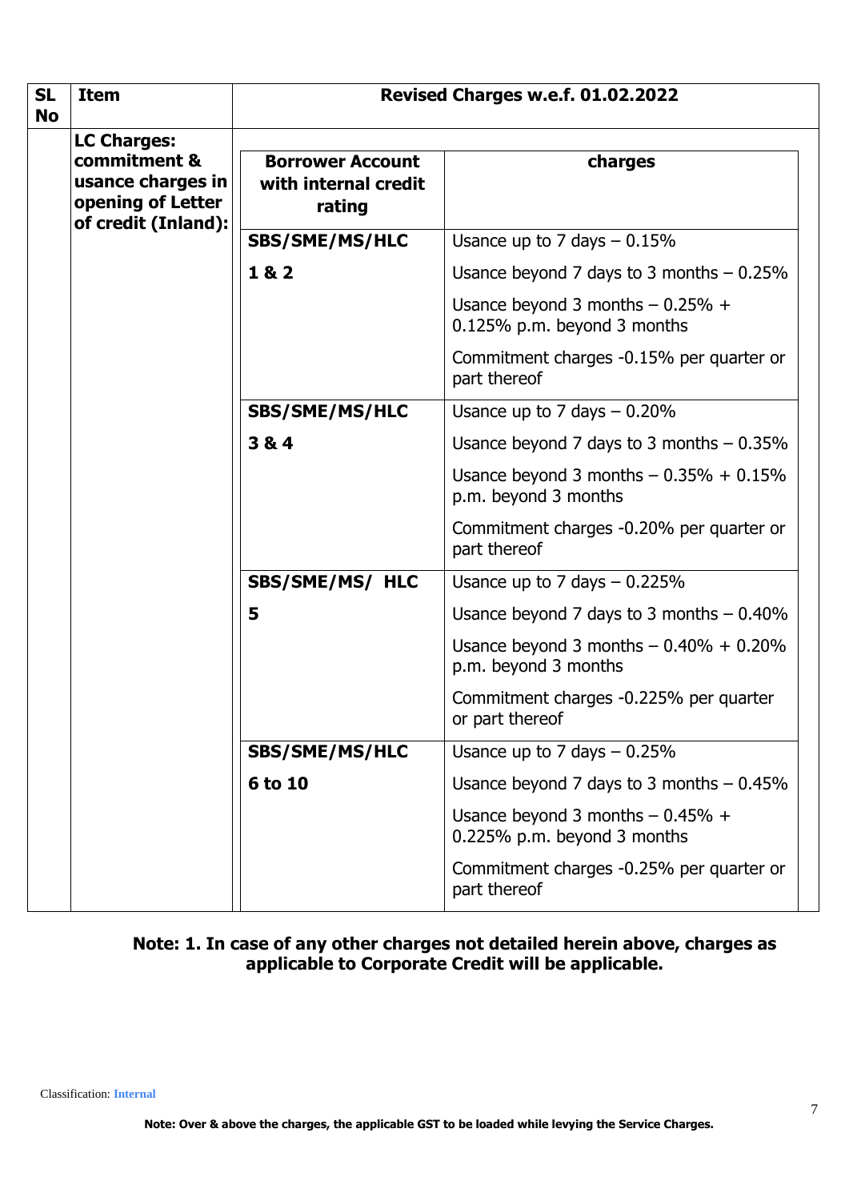| SL No | Item | Revised Charges w.e.f. 01.02.2022 | |
|---|---|---|---|
| | **LC Charges: commitment & usance charges in opening of Letter of credit (Inland):** | **Borrower Account with internal credit rating** | **charges** |
| | | **SBS/SME/MS/HLC 1 & 2** | Usance up to 7 days – 0.15%<br>Usance beyond 7 days to 3 months – 0.25%<br>Usance beyond 3 months – 0.25% + 0.125% p.m. beyond 3 months<br>Commitment charges -0.15% per quarter or part thereof |
| | | **SBS/SME/MS/HLC 3 & 4** | Usance up to 7 days – 0.20%<br>Usance beyond 7 days to 3 months – 0.35%<br>Usance beyond 3 months – 0.35% + 0.15% p.m. beyond 3 months<br>Commitment charges -0.20% per quarter or part thereof |
| | | **SBS/SME/MS/ HLC 5** | Usance up to 7 days – 0.225%<br>Usance beyond 7 days to 3 months – 0.40%<br>Usance beyond 3 months – 0.40% + 0.20% p.m. beyond 3 months<br>Commitment charges -0.225% per quarter or part thereof |
| | | **SBS/SME/MS/HLC 6 to 10** | Usance up to 7 days – 0.25%<br>Usance beyond 7 days to 3 months – 0.45%<br>Usance beyond 3 months – 0.45% + 0.225% p.m. beyond 3 months<br>Commitment charges -0.25% per quarter or part thereof |

**Note: 1. In case of any other charges not detailed herein above, charges as applicable to Corporate Credit will be applicable.**

Classification: Internal

**Note: Over & above the charges, the applicable GST to be loaded while levying the Service Charges.**